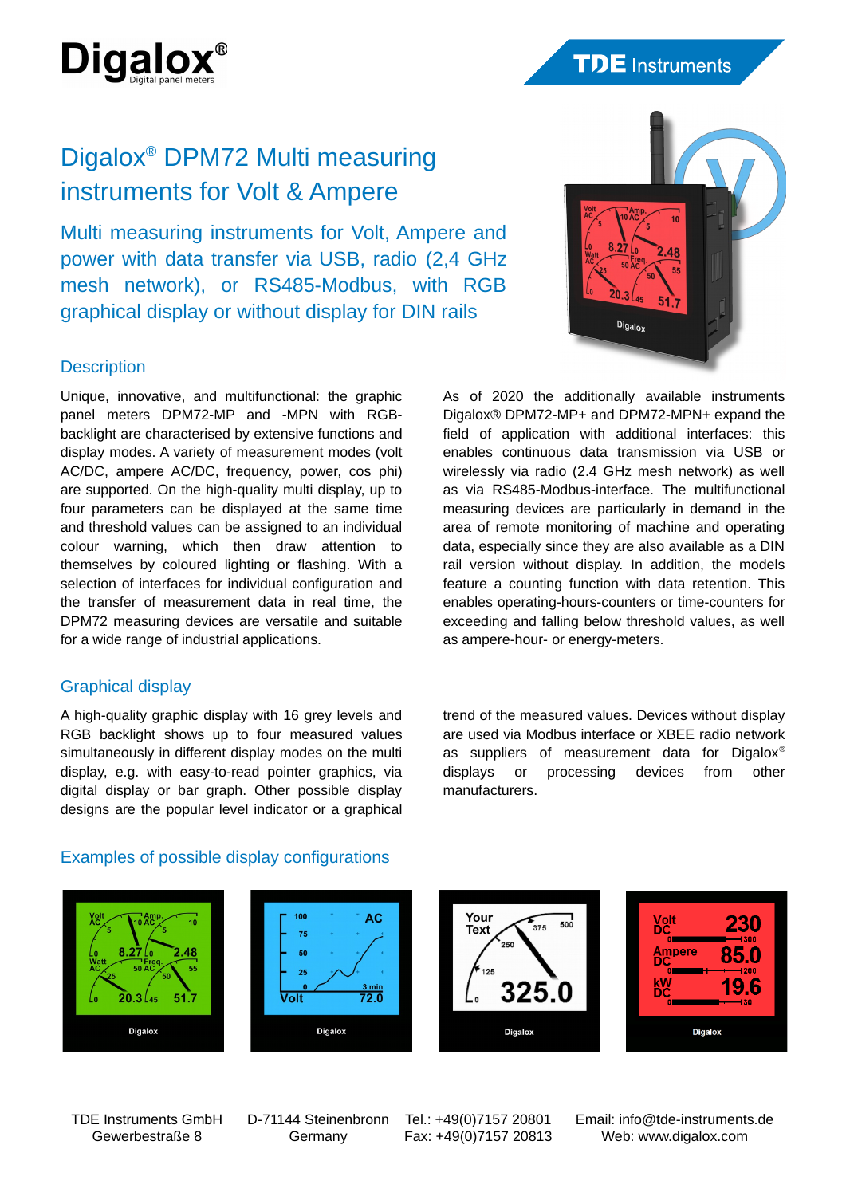Digalox®
Digital panel meters

TDE Instruments

# Digalox® DPM72 Multi measuring instruments for Volt & Ampere

## Multi measuring instruments for Volt, Ampere and power with data transfer via USB, radio (2,4 GHz mesh network), or RS485-Modbus, with RGB graphical display or without display for DIN rails

### Description

Unique, innovative, and multifunctional: the graphic panel meters DPM72-MP and -MPN with RGB-backlight are characterised by extensive functions and display modes. A variety of measurement modes (volt AC/DC, ampere AC/DC, frequency, power, cos phi) are supported. On the high-quality multi display, up to four parameters can be displayed at the same time and threshold values can be assigned to an individual colour warning, which then draw attention to themselves by coloured lighting or flashing. With a selection of interfaces for individual configuration and the transfer of measurement data in real time, the DPM72 measuring devices are versatile and suitable for a wide range of industrial applications.

As of 2020 the additionally available instruments Digalox® DPM72-MP+ and DPM72-MPN+ expand the field of application with additional interfaces: this enables continuous data transmission via USB or wirelessly via radio (2.4 GHz mesh network) as well as via RS485-Modbus-interface. The multifunctional measuring devices are particularly in demand in the area of remote monitoring of machine and operating data, especially since they are also available as a DIN rail version without display. In addition, the models feature a counting function with data retention. This enables operating-hours-counters or time-counters for exceeding and falling below threshold values, as well as ampere-hour- or energy-meters.

### Graphical display

A high-quality graphic display with 16 grey levels and RGB backlight shows up to four measured values simultaneously in different display modes on the multi display, e.g. with easy-to-read pointer graphics, via digital display or bar graph. Other possible display designs are the popular level indicator or a graphical trend of the measured values. Devices without display are used via Modbus interface or XBEE radio network as suppliers of measurement data for Digalox® displays or processing devices from other manufacturers.

### Examples of possible display configurations

TDE Instruments GmbH
Gewerbestraße 8

D-71144 Steinenbronn
Germany

Tel.: +49(0)7157 20801
Fax: +49(0)7157 20813

Email: info@tde-instruments.de
Web: www.digalox.com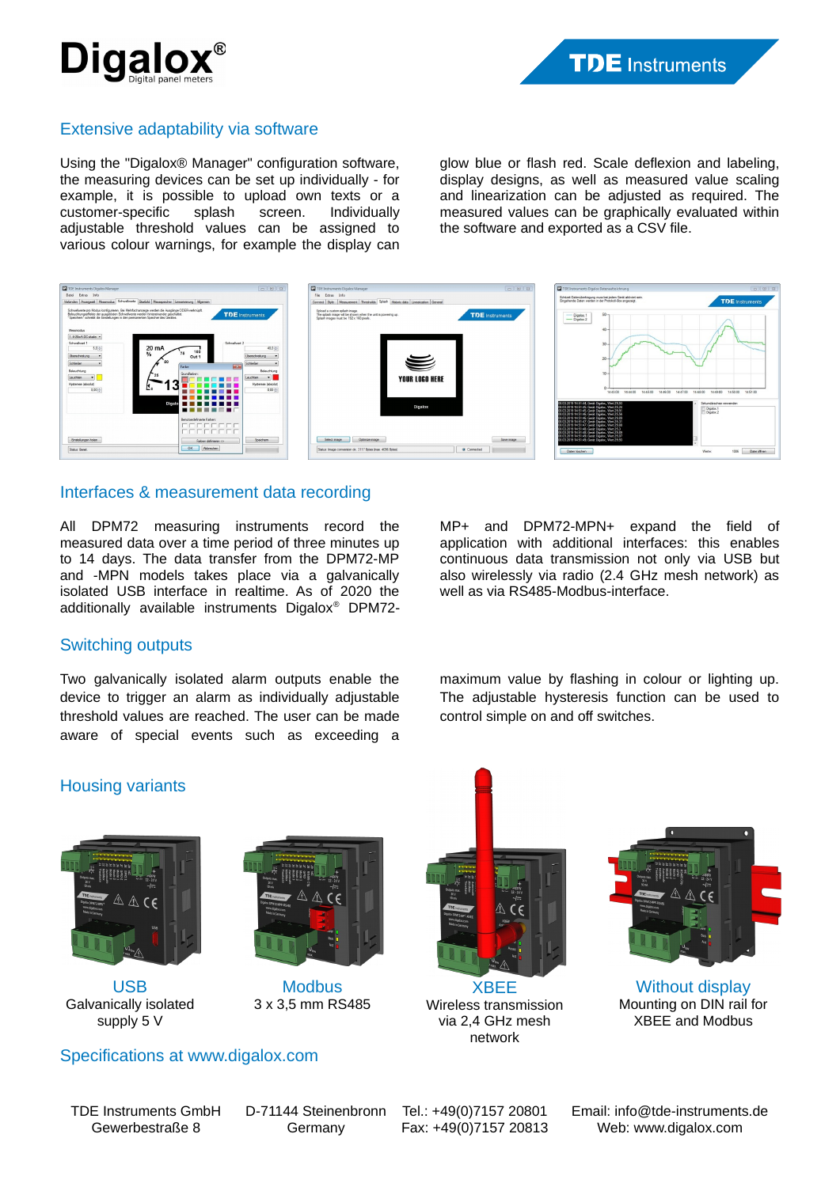# Digalox®

Digital panel meters

TDE Instruments

## Extensive adaptability via software

Using the "Digalox® Manager" configuration software, the measuring devices can be set up individually - for example, it is possible to upload own texts or a customer-specific splash screen. Individually adjustable threshold values can be assigned to various colour warnings, for example the display can glow blue or flash red. Scale deflexion and labeling, display designs, as well as measured value scaling and linearization can be adjusted as required. The measured values can be graphically evaluated within the software and exported as a CSV file.

## Interfaces & measurement data recording

All DPM72 measuring instruments record the measured data over a time period of three minutes up to 14 days. The data transfer from the DPM72-MP and -MPN models takes place via a galvanically isolated USB interface in realtime. As of 2020 the additionally available instruments Digalox® DPM72-MP+ and DPM72-MPN+ expand the field of application with additional interfaces: this enables continuous data transmission not only via USB but also wirelessly via radio (2.4 GHz mesh network) as well as via RS485-Modbus-interface.

## Switching outputs

Two galvanically isolated alarm outputs enable the device to trigger an alarm as individually adjustable threshold values are reached. The user can be made aware of special events such as exceeding a maximum value by flashing in colour or lighting up. The adjustable hysteresis function can be used to control simple on and off switches.

## Housing variants

**USB**
Galvanically isolated supply 5 V

**Modbus**
3 x 3,5 mm RS485

**XBEE**
Wireless transmission via 2,4 GHz mesh network

**Without display**
Mounting on DIN rail for XBEE and Modbus

## Specifications at www.digalox.com

TDE Instruments GmbH
Gewerbestraße 8

D-71144 Steinenbronn
Germany

Tel.: +49(0)7157 20801
Fax: +49(0)7157 20813

Email: info@tde-instruments.de
Web: www.digalox.com